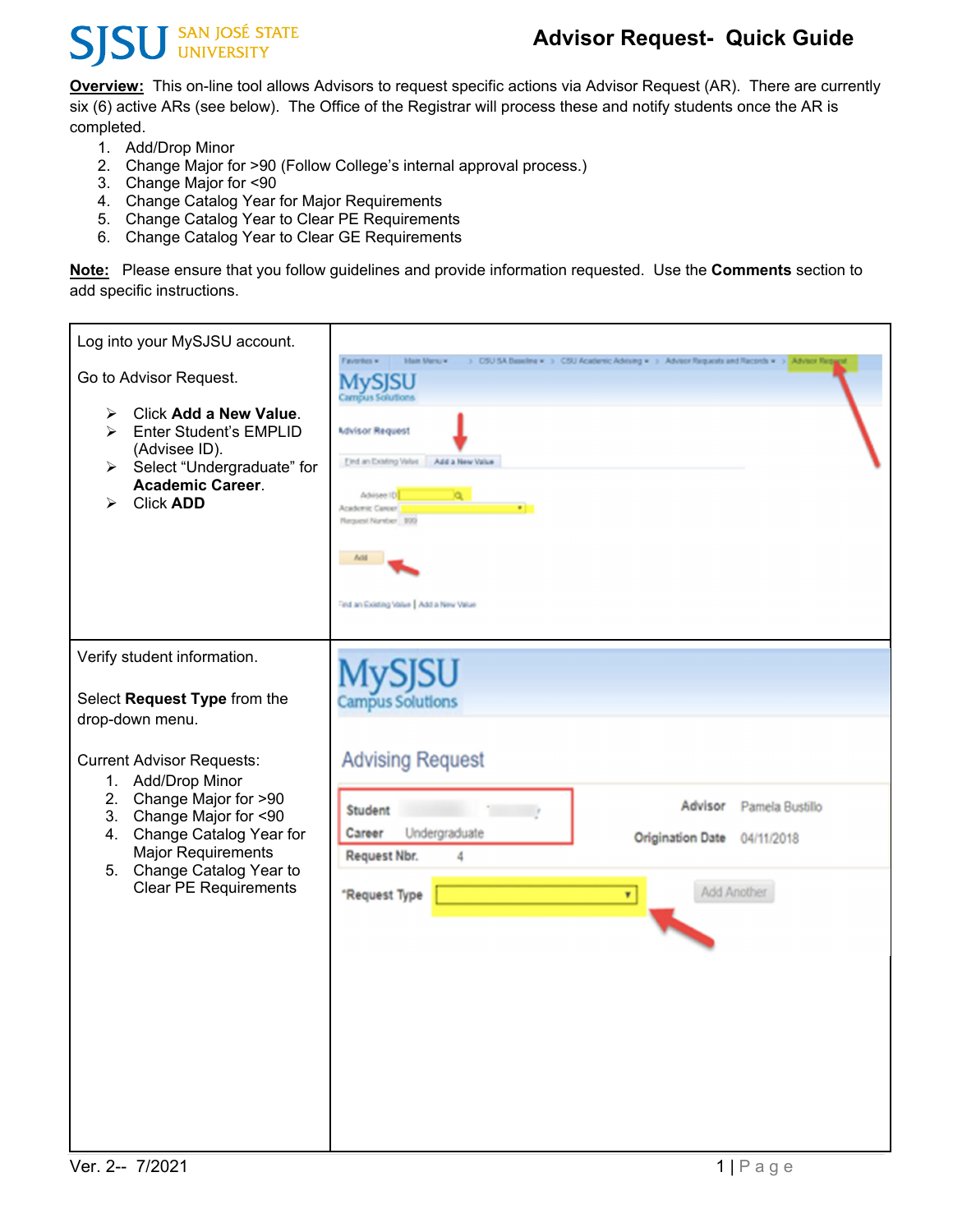# Advisor Request- Quick Guide

SJSU SAN JOSÉ STATE UNIVERSITY

**Overview:** This on-line tool allows Advisors to request specific actions via Advisor Request (AR). There are currently six (6) active ARs (see below). The Office of the Registrar will process these and notify students once the AR is completed.

1. Add/Drop Minor
2. Change Major for >90 (Follow College's internal approval process.)
3. Change Major for <90
4. Change Catalog Year for Major Requirements
5. Change Catalog Year to Clear PE Requirements
6. Change Catalog Year to Clear GE Requirements

**Note:** Please ensure that you follow guidelines and provide information requested. Use the **Comments** section to add specific instructions.

| | |
|---|---|
| Log into your MySJSU account.<br><br>Go to Advisor Request.<br><br>➢ Click **Add a New Value**.<br>➢ Enter Student's EMPLID (Advisee ID).<br>➢ Select "Undergraduate" for **Academic Career**.<br>➢ Click **ADD** | |
| Verify student information.<br><br>Select **Request Type** from the drop-down menu.<br><br>Current Advisor Requests:<br>1. Add/Drop Minor<br>2. Change Major for >90<br>3. Change Major for <90<br>4. Change Catalog Year for Major Requirements<br>5. Change Catalog Year to Clear PE Requirements | |

Ver. 2-- 7/2021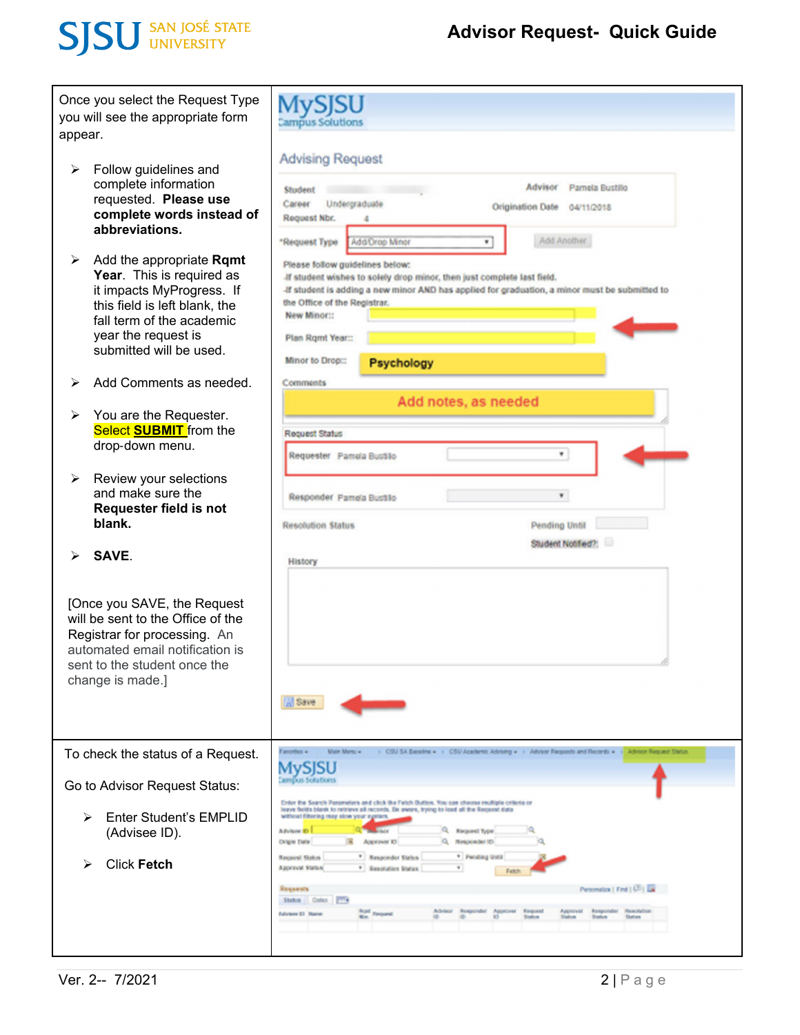| | |
|---|---|
| Once you select the Request Type you will see the appropriate form appear.<br><br>➢ Follow guidelines and complete information requested. **Please use complete words instead of abbreviations.**<br><br>➢ Add the appropriate **Rqmt Year**. This is required as it impacts MyProgress. If this field is left blank, the fall term of the academic year the request is submitted will be used.<br><br>➢ Add Comments as needed.<br><br>➢ You are the Requester. Select **SUBMIT** from the drop-down menu.<br><br>➢ Review your selections and make sure the **Requester field is not blank.**<br><br>➢ **SAVE**.<br><br>[Once you SAVE, the Request will be sent to the Office of the Registrar for processing. An automated email notification is sent to the student once the change is made.] | |
| To check the status of a Request.<br><br>Go to Advisor Request Status:<br><br>➢ Enter Student's EMPLID (Advisee ID).<br><br>➢ Click **Fetch** | |

Ver. 2-- 7/2021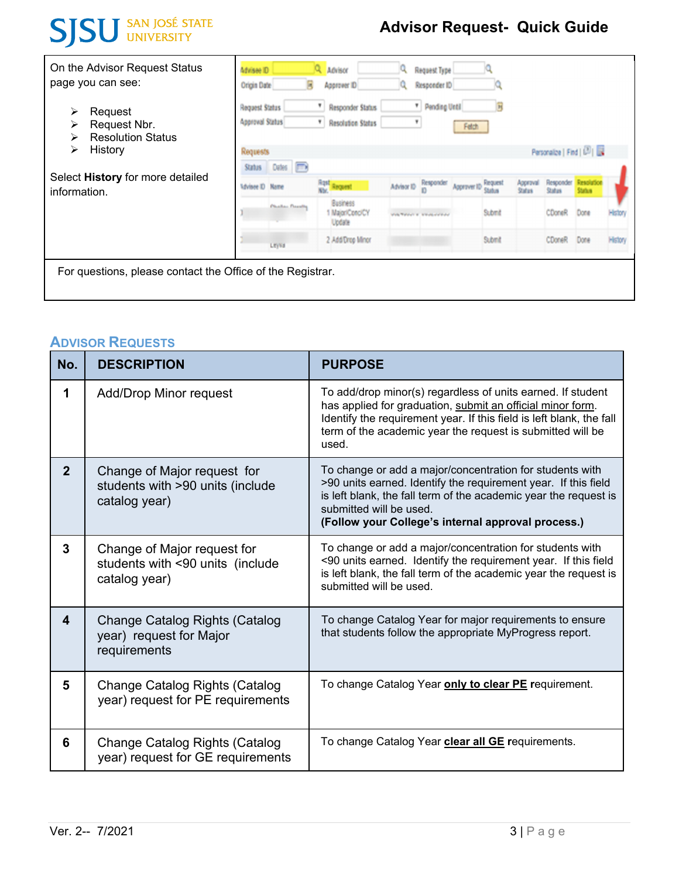On the Advisor Request Status page you can see:

- Request
- Request Nbr.
- Resolution Status
- History

Select **History** for more detailed information.

For questions, please contact the Office of the Registrar.

## Advisor Requests

| No. | DESCRIPTION | PURPOSE |
|---|---|---|
| 1 | Add/Drop Minor request | To add/drop minor(s) regardless of units earned. If student has applied for graduation, submit an official minor form. Identify the requirement year. If this field is left blank, the fall term of the academic year the request is submitted will be used. |
| 2 | Change of Major request for students with >90 units (include catalog year) | To change or add a major/concentration for students with >90 units earned. Identify the requirement year. If this field is left blank, the fall term of the academic year the request is submitted will be used. **(Follow your College's internal approval process.)** |
| 3 | Change of Major request for students with <90 units (include catalog year) | To change or add a major/concentration for students with <90 units earned. Identify the requirement year. If this field is left blank, the fall term of the academic year the request is submitted will be used. |
| 4 | Change Catalog Rights (Catalog year) request for Major requirements | To change Catalog Year for major requirements to ensure that students follow the appropriate MyProgress report. |
| 5 | Change Catalog Rights (Catalog year) request for PE requirements | To change Catalog Year **only to clear PE** requirement. |
| 6 | Change Catalog Rights (Catalog year) request for GE requirements | To change Catalog Year **clear all GE** requirements. |

Ver. 2-- 7/2021